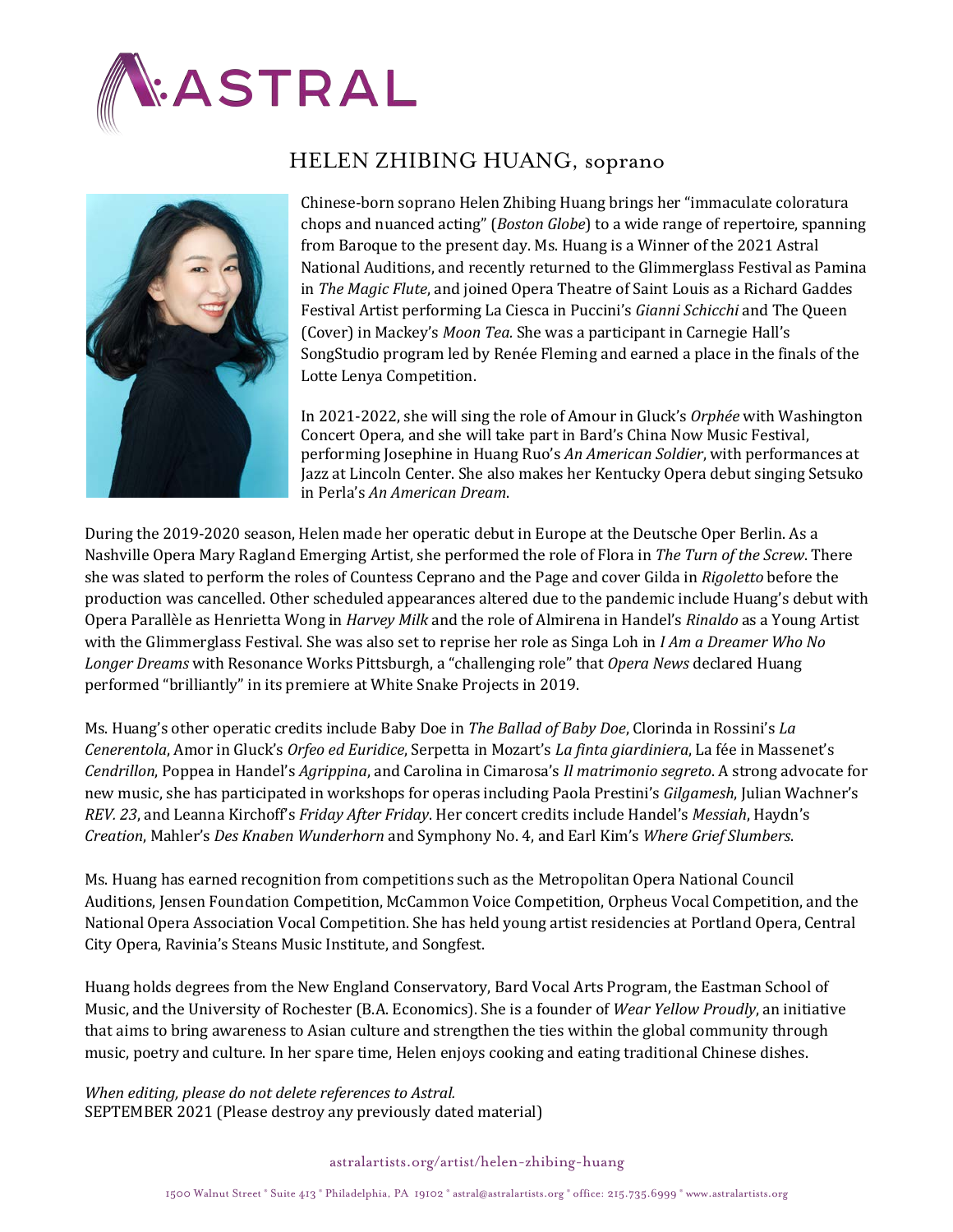# HELEN ZHIBING HUANG, soprano

Chinese-born soprano Helen Zhibing Huang brings her "immaculate coloratura chops and nuanced acting" (*Boston Globe*) to a wide range of repertoire, spanning from Baroque to the present day. Ms. Huang is a Winner of the 2021 Astral National Auditions, and recently returned to the Glimmerglass Festival as Pamina in *The Magic Flute*, and joined Opera Theatre of Saint Louis as a Richard Gaddes Festival Artist performing La Ciesca in Puccini's *Gianni Schicchi* and The Queen (Cover) in Mackey's *Moon Tea.* She was a participant in Carnegie Hall's SongStudio program led by Renée Fleming and earned a place in the finals of the Lotte Lenya Competition.

In 2021-2022, she will sing the role of Amour in Gluck's *Orphée* with Washington Concert Opera, and she will take part in Bard's China Now Music Festival, performing Josephine in Huang Ruo's *An American Soldier*, with performances at Jazz at Lincoln Center. She also makes her Kentucky Opera debut singing Setsuko in Perla's *An American Dream*.

During the 2019-2020 season, Helen made her operatic debut in Europe at the Deutsche Oper Berlin. As a Nashville Opera Mary Ragland Emerging Artist, she performed the role of Flora in *The Turn of the Screw*. There she was slated to perform the roles of Countess Ceprano and the Page and cover Gilda in *Rigoletto* before the production was cancelled. Other scheduled appearances altered due to the pandemic include Huang's debut with Opera Parallèle as Henrietta Wong in *Harvey Milk* and the role of Almirena in Handel's *Rinaldo* as a Young Artist with the Glimmerglass Festival. She was also set to reprise her role as Singa Loh in *I Am a Dreamer Who No Longer Dreams* with Resonance Works Pittsburgh, a "challenging role" that *Opera News* declared Huang performed "brilliantly" in its premiere at White Snake Projects in 2019.

Ms. Huang's other operatic credits include Baby Doe in *The Ballad of Baby Doe*, Clorinda in Rossini's *La Cenerentola*, Amor in Gluck's *Orfeo ed Euridice*, Serpetta in Mozart's *La finta giardiniera*, La fée in Massenet's *Cendrillon*, Poppea in Handel's *Agrippina*, and Carolina in Cimarosa's *Il matrimonio segreto*. A strong advocate for new music, she has participated in workshops for operas including Paola Prestini's *Gilgamesh*, Julian Wachner's *REV. 23*, and Leanna Kirchoff's *Friday After Friday*. Her concert credits include Handel's *Messiah*, Haydn's *Creation*, Mahler's *Des Knaben Wunderhorn* and Symphony No. 4, and Earl Kim's *Where Grief Slumbers*.

Ms. Huang has earned recognition from competitions such as the Metropolitan Opera National Council Auditions, Jensen Foundation Competition, McCammon Voice Competition, Orpheus Vocal Competition, and the National Opera Association Vocal Competition. She has held young artist residencies at Portland Opera, Central City Opera, Ravinia's Steans Music Institute, and Songfest.

Huang holds degrees from the New England Conservatory, Bard Vocal Arts Program, the Eastman School of Music, and the University of Rochester (B.A. Economics). She is a founder of *Wear Yellow Proudly*, an initiative that aims to bring awareness to Asian culture and strengthen the ties within the global community through music, poetry and culture. In her spare time, Helen enjoys cooking and eating traditional Chinese dishes.

*When editing, please do not delete references to Astral.*
SEPTEMBER 2021 (Please destroy any previously dated material)

astralartists.org/artist/helen-zhibing-huang

1500 Walnut Street * Suite 413 * Philadelphia, PA 19102 * astral@astralartists.org * office: 215.735.6999 * www.astralartists.org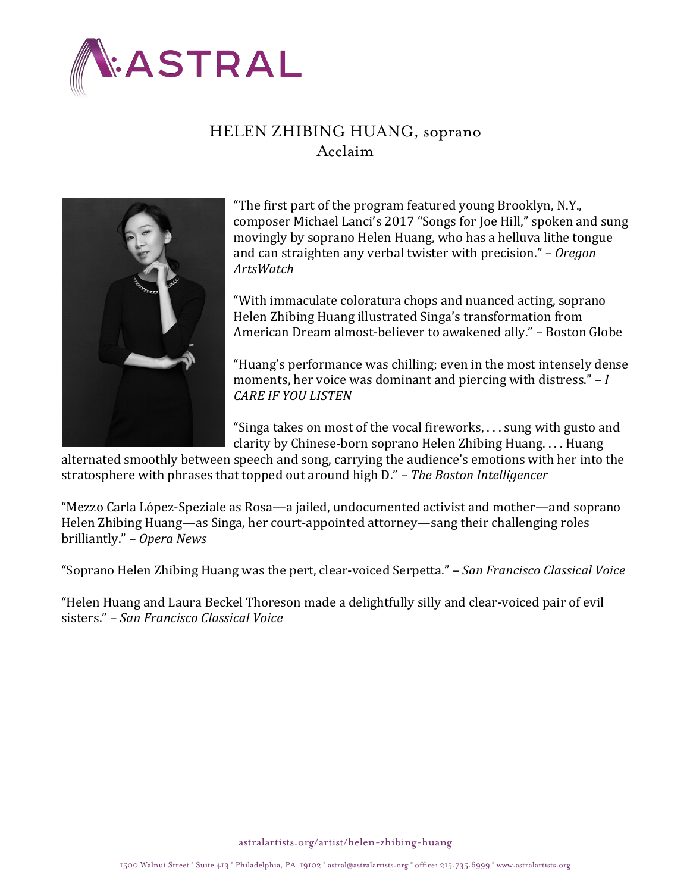ASTRAL

# HELEN ZHIBING HUANG, soprano

## Acclaim

"The first part of the program featured young Brooklyn, N.Y., composer Michael Lanci's 2017 "Songs for Joe Hill," spoken and sung movingly by soprano Helen Huang, who has a helluva lithe tongue and can straighten any verbal twister with precision." – *Oregon ArtsWatch*

"With immaculate coloratura chops and nuanced acting, soprano Helen Zhibing Huang illustrated Singa's transformation from American Dream almost-believer to awakened ally." – Boston Globe

"Huang's performance was chilling; even in the most intensely dense moments, her voice was dominant and piercing with distress." – *I CARE IF YOU LISTEN*

"Singa takes on most of the vocal fireworks, . . . sung with gusto and clarity by Chinese-born soprano Helen Zhibing Huang. . . . Huang alternated smoothly between speech and song, carrying the audience's emotions with her into the stratosphere with phrases that topped out around high D." – *The Boston Intelligencer*

"Mezzo Carla López-Speziale as Rosa—a jailed, undocumented activist and mother—and soprano Helen Zhibing Huang—as Singa, her court-appointed attorney—sang their challenging roles brilliantly." – *Opera News*

"Soprano Helen Zhibing Huang was the pert, clear-voiced Serpetta." – *San Francisco Classical Voice*

"Helen Huang and Laura Beckel Thoreson made a delightfully silly and clear-voiced pair of evil sisters." – *San Francisco Classical Voice*

astralartists.org/artist/helen-zhibing-huang

1500 Walnut Street ° Suite 413 ° Philadelphia, PA 19102 ° astral@astralartists.org ° office: 215.735.6999 ° www.astralartists.org